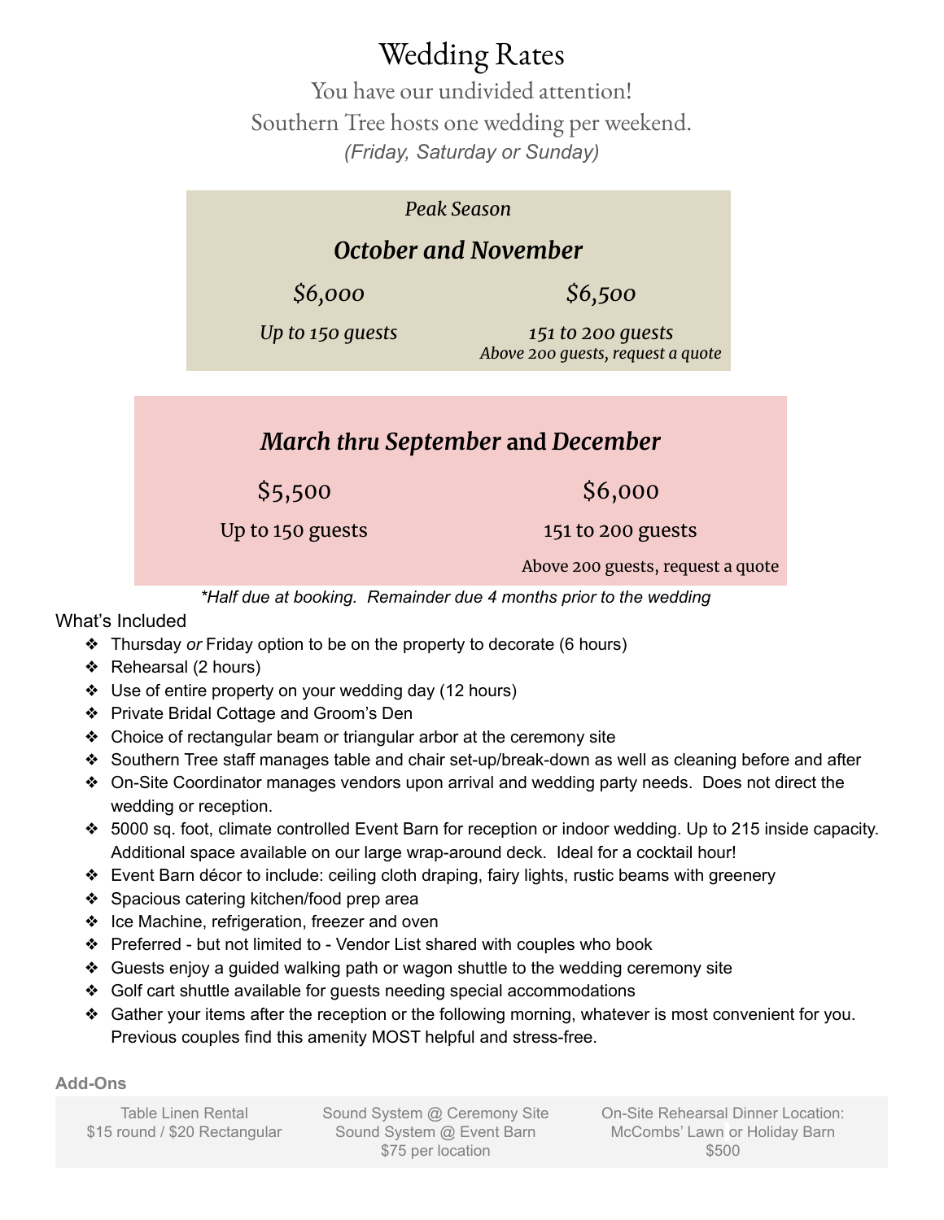# Wedding Rates

You have our undivided attention!

Southern Tree hosts one wedding per weekend.

*(Friday, Saturday or Sunday)*

*Peak Season*

## *October and November*

| *$6,000* | *$6,500* |
|---|---|
| *Up to 150 guests* | *151 to 200 guests* |
| | *Above 200 guests, request a quote* |

## *March thru September* and *December*

| $5,500 | $6,000 |
|---|---|
| Up to 150 guests | 151 to 200 guests |
| | Above 200 guests, request a quote |

*\*Half due at booking. Remainder due 4 months prior to the wedding*

What's Included

- Thursday *or* Friday option to be on the property to decorate (6 hours)
- Rehearsal (2 hours)
- Use of entire property on your wedding day (12 hours)
- Private Bridal Cottage and Groom's Den
- Choice of rectangular beam or triangular arbor at the ceremony site
- Southern Tree staff manages table and chair set-up/break-down as well as cleaning before and after
- On-Site Coordinator manages vendors upon arrival and wedding party needs. Does not direct the wedding or reception.
- 5000 sq. foot, climate controlled Event Barn for reception or indoor wedding. Up to 215 inside capacity. Additional space available on our large wrap-around deck. Ideal for a cocktail hour!
- Event Barn décor to include: ceiling cloth draping, fairy lights, rustic beams with greenery
- Spacious catering kitchen/food prep area
- Ice Machine, refrigeration, freezer and oven
- Preferred - but not limited to - Vendor List shared with couples who book
- Guests enjoy a guided walking path or wagon shuttle to the wedding ceremony site
- Golf cart shuttle available for guests needing special accommodations
- Gather your items after the reception or the following morning, whatever is most convenient for you. Previous couples find this amenity MOST helpful and stress-free.

**Add-Ons**

| Table Linen Rental | Sound System @ Ceremony Site | On-Site Rehearsal Dinner Location: |
|---|---|---|
| $15 round / $20 Rectangular | Sound System @ Event Barn | McCombs' Lawn or Holiday Barn |
| | $75 per location | $500 |